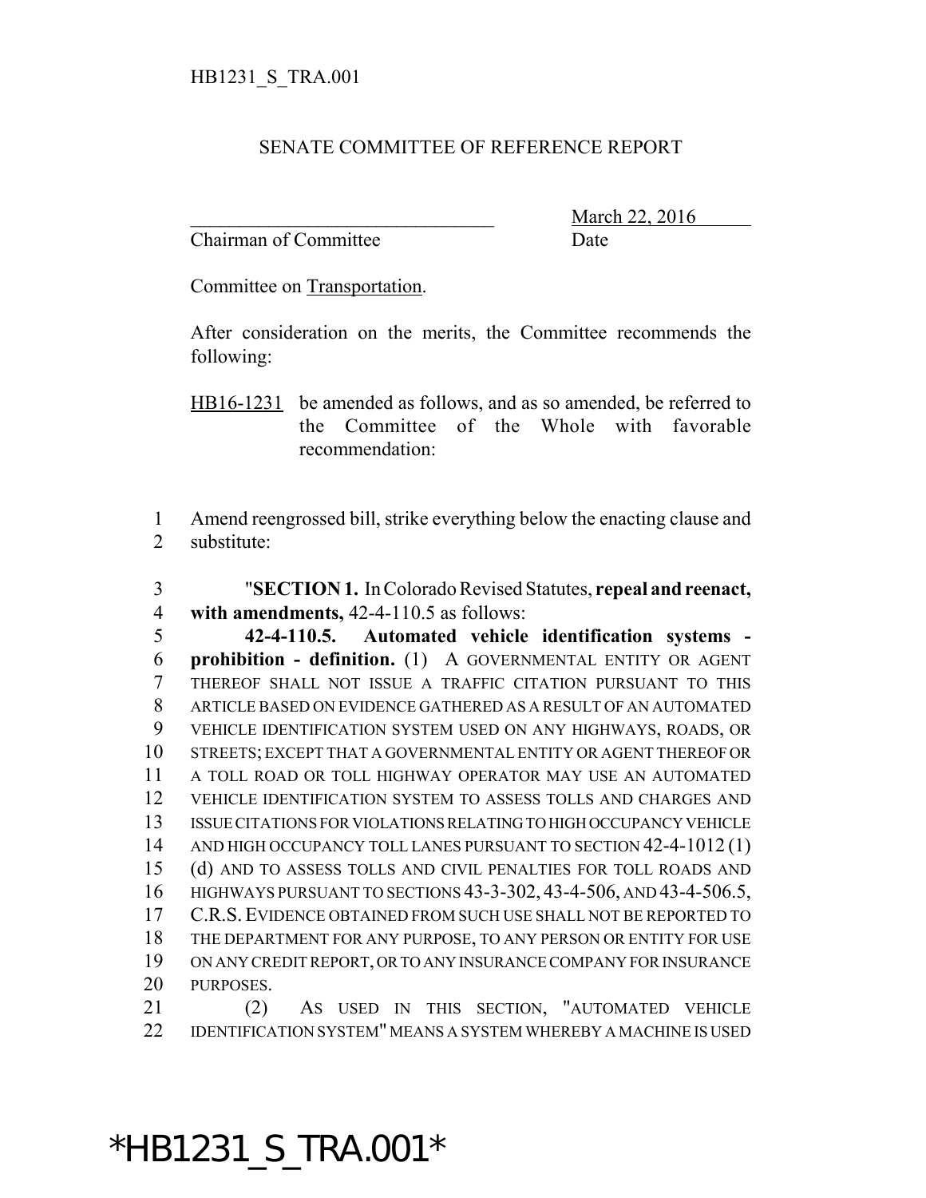HB1231_S_TRA.001

SENATE COMMITTEE OF REFERENCE REPORT

_______________________________ March 22, 2016
Chairman of Committee Date

Committee on Transportation.

After consideration on the merits, the Committee recommends the following:

HB16-1231 be amended as follows, and as so amended, be referred to the Committee of the Whole with favorable recommendation:

1 Amend reengrossed bill, strike everything below the enacting clause and
2 substitute:

3 "**SECTION 1.** In Colorado Revised Statutes, **repeal and reenact,**
4 **with amendments,** 42-4-110.5 as follows:
5 **42-4-110.5. Automated vehicle identification systems -**
6 **prohibition - definition.** (1) A GOVERNMENTAL ENTITY OR AGENT
7 THEREOF SHALL NOT ISSUE A TRAFFIC CITATION PURSUANT TO THIS
8 ARTICLE BASED ON EVIDENCE GATHERED AS A RESULT OF AN AUTOMATED
9 VEHICLE IDENTIFICATION SYSTEM USED ON ANY HIGHWAYS, ROADS, OR
10 STREETS; EXCEPT THAT A GOVERNMENTAL ENTITY OR AGENT THEREOF OR
11 A TOLL ROAD OR TOLL HIGHWAY OPERATOR MAY USE AN AUTOMATED
12 VEHICLE IDENTIFICATION SYSTEM TO ASSESS TOLLS AND CHARGES AND
13 ISSUE CITATIONS FOR VIOLATIONS RELATING TO HIGH OCCUPANCY VEHICLE
14 AND HIGH OCCUPANCY TOLL LANES PURSUANT TO SECTION 42-4-1012 (1)
15 (d) AND TO ASSESS TOLLS AND CIVIL PENALTIES FOR TOLL ROADS AND
16 HIGHWAYS PURSUANT TO SECTIONS 43-3-302, 43-4-506, AND 43-4-506.5,
17 C.R.S. EVIDENCE OBTAINED FROM SUCH USE SHALL NOT BE REPORTED TO
18 THE DEPARTMENT FOR ANY PURPOSE, TO ANY PERSON OR ENTITY FOR USE
19 ON ANY CREDIT REPORT, OR TO ANY INSURANCE COMPANY FOR INSURANCE
20 PURPOSES.
21 (2) AS USED IN THIS SECTION, "AUTOMATED VEHICLE
22 IDENTIFICATION SYSTEM" MEANS A SYSTEM WHEREBY A MACHINE IS USED

*HB1231_S_TRA.001*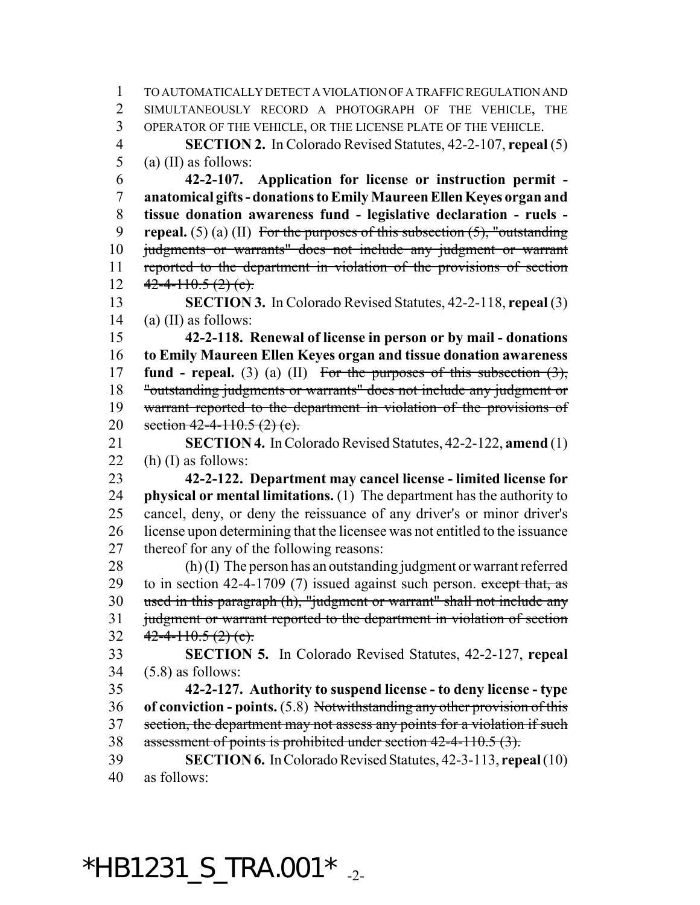TO AUTOMATICALLY DETECT A VIOLATION OF A TRAFFIC REGULATION AND SIMULTANEOUSLY RECORD A PHOTOGRAPH OF THE VEHICLE, THE OPERATOR OF THE VEHICLE, OR THE LICENSE PLATE OF THE VEHICLE.

**SECTION 2.** In Colorado Revised Statutes, 42-2-107, **repeal** (5) (a) (II) as follows:

**42-2-107. Application for license or instruction permit - anatomical gifts - donations to Emily Maureen Ellen Keyes organ and tissue donation awareness fund - legislative declaration - ruels - repeal.** (5) (a) (II) ~~For the purposes of this subsection (5), "outstanding judgments or warrants" does not include any judgment or warrant reported to the department in violation of the provisions of section 42-4-110.5 (2) (e).~~

**SECTION 3.** In Colorado Revised Statutes, 42-2-118, **repeal** (3) (a) (II) as follows:

**42-2-118. Renewal of license in person or by mail - donations to Emily Maureen Ellen Keyes organ and tissue donation awareness fund - repeal.** (3) (a) (II) ~~For the purposes of this subsection (3), "outstanding judgments or warrants" does not include any judgment or warrant reported to the department in violation of the provisions of section 42-4-110.5 (2) (e).~~

**SECTION 4.** In Colorado Revised Statutes, 42-2-122, **amend** (1) (h) (I) as follows:

**42-2-122. Department may cancel license - limited license for physical or mental limitations.** (1) The department has the authority to cancel, deny, or deny the reissuance of any driver's or minor driver's license upon determining that the licensee was not entitled to the issuance thereof for any of the following reasons:

(h) (I) The person has an outstanding judgment or warrant referred to in section 42-4-1709 (7) issued against such person. ~~except that, as used in this paragraph (h), "judgment or warrant" shall not include any judgment or warrant reported to the department in violation of section 42-4-110.5 (2) (e).~~

**SECTION 5.** In Colorado Revised Statutes, 42-2-127, **repeal** (5.8) as follows:

**42-2-127. Authority to suspend license - to deny license - type of conviction - points.** (5.8) ~~Notwithstanding any other provision of this section, the department may not assess any points for a violation if such assessment of points is prohibited under section 42-4-110.5 (3).~~

**SECTION 6.** In Colorado Revised Statutes, 42-3-113, **repeal** (10) as follows: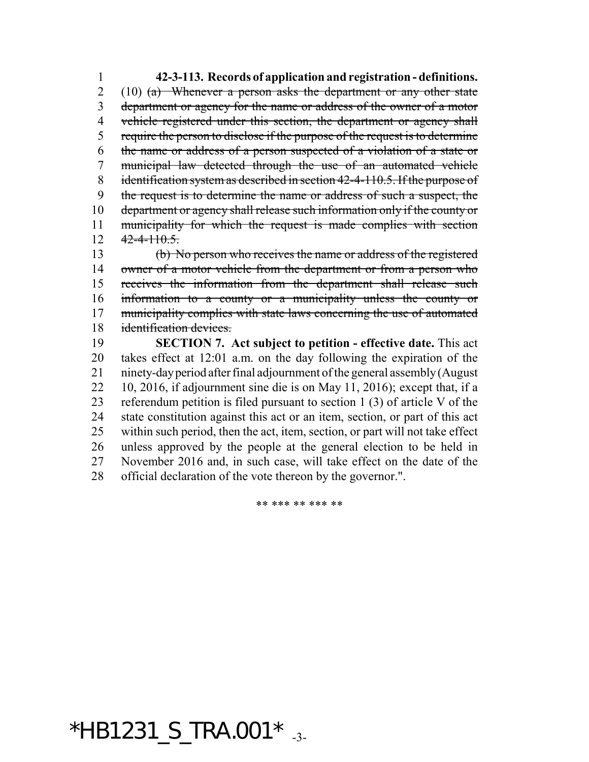**42-3-113. Records of application and registration - definitions.** (10) ~~(a) Whenever a person asks the department or any other state department or agency for the name or address of the owner of a motor vehicle registered under this section, the department or agency shall require the person to disclose if the purpose of the request is to determine the name or address of a person suspected of a violation of a state or municipal law detected through the use of an automated vehicle identification system as described in section 42-4-110.5. If the purpose of the request is to determine the name or address of such a suspect, the department or agency shall release such information only if the county or municipality for which the request is made complies with section 42-4-110.5.~~

~~(b) No person who receives the name or address of the registered owner of a motor vehicle from the department or from a person who receives the information from the department shall release such information to a county or a municipality unless the county or municipality complies with state laws concerning the use of automated identification devices.~~

**SECTION 7. Act subject to petition - effective date.** This act takes effect at 12:01 a.m. on the day following the expiration of the ninety-day period after final adjournment of the general assembly (August 10, 2016, if adjournment sine die is on May 11, 2016); except that, if a referendum petition is filed pursuant to section 1 (3) of article V of the state constitution against this act or an item, section, or part of this act within such period, then the act, item, section, or part will not take effect unless approved by the people at the general election to be held in November 2016 and, in such case, will take effect on the date of the official declaration of the vote thereon by the governor.".

** *** ** *** **

*HB1231_S_TRA.001*